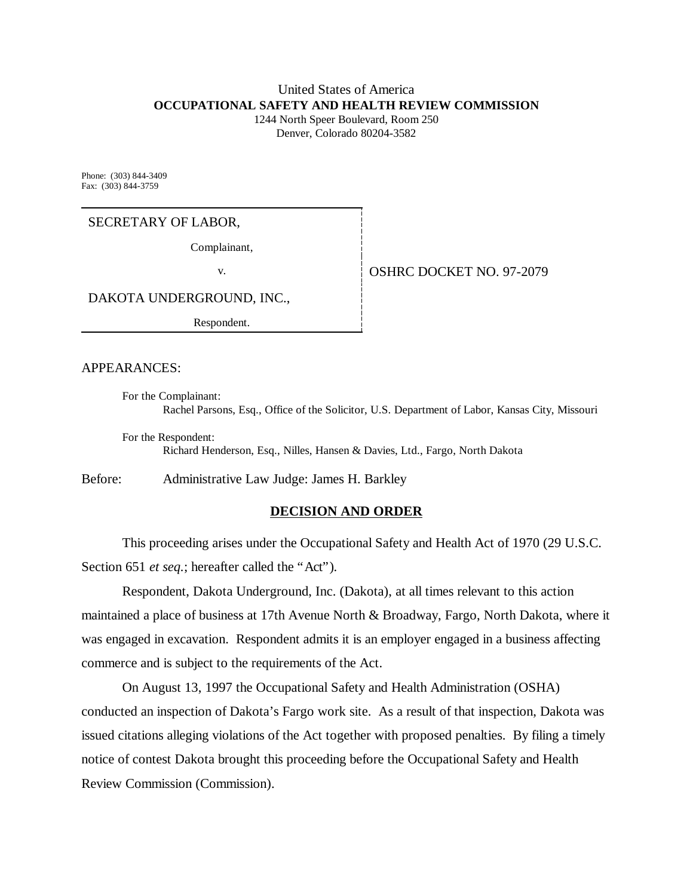United States of America
**OCCUPATIONAL SAFETY AND HEALTH REVIEW COMMISSION**
1244 North Speer Boulevard, Room 250
Denver, Colorado 80204-3582

Phone: (303) 844-3409
Fax: (303) 844-3759

SECRETARY OF LABOR,

Complainant,

v.

DAKOTA UNDERGROUND, INC.,

Respondent.

OSHRC DOCKET NO. 97-2079

APPEARANCES:

For the Complainant:
Rachel Parsons, Esq., Office of the Solicitor, U.S. Department of Labor, Kansas City, Missouri

For the Respondent:
Richard Henderson, Esq., Nilles, Hansen & Davies, Ltd., Fargo, North Dakota

Before: Administrative Law Judge: James H. Barkley

## DECISION AND ORDER

This proceeding arises under the Occupational Safety and Health Act of 1970 (29 U.S.C. Section 651 *et seq.*; hereafter called the "Act").

Respondent, Dakota Underground, Inc. (Dakota), at all times relevant to this action maintained a place of business at 17th Avenue North & Broadway, Fargo, North Dakota, where it was engaged in excavation. Respondent admits it is an employer engaged in a business affecting commerce and is subject to the requirements of the Act.

On August 13, 1997 the Occupational Safety and Health Administration (OSHA) conducted an inspection of Dakota's Fargo work site. As a result of that inspection, Dakota was issued citations alleging violations of the Act together with proposed penalties. By filing a timely notice of contest Dakota brought this proceeding before the Occupational Safety and Health Review Commission (Commission).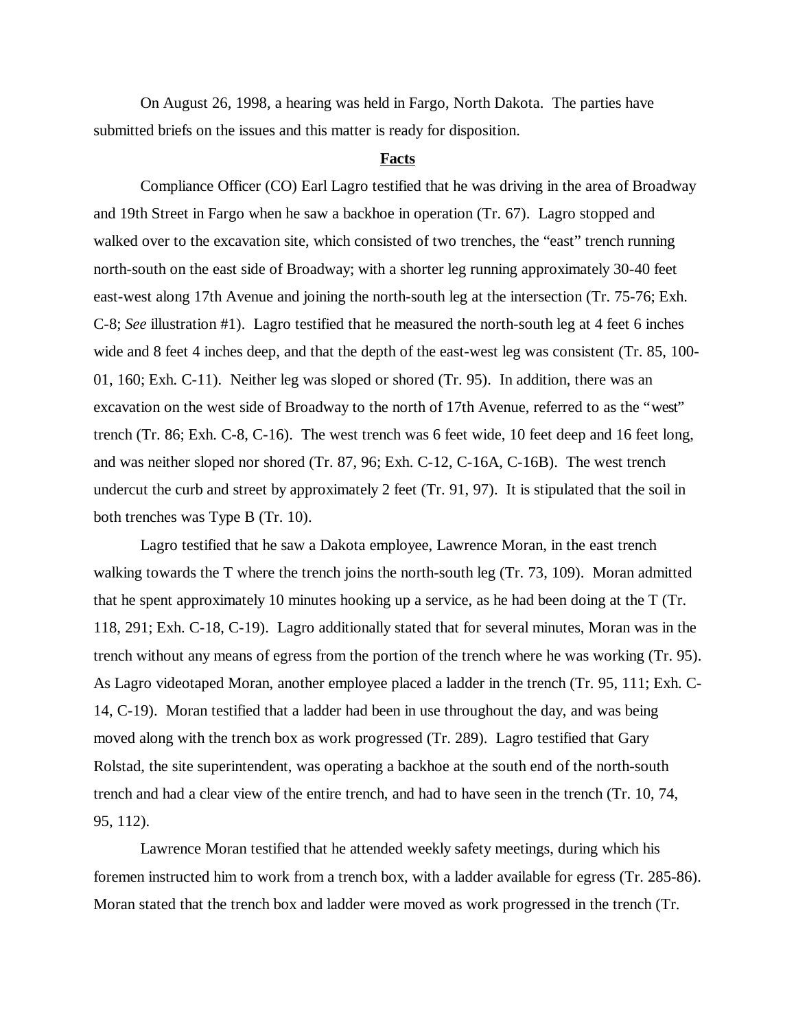On August 26, 1998, a hearing was held in Fargo, North Dakota. The parties have submitted briefs on the issues and this matter is ready for disposition.

## **Facts**

Compliance Officer (CO) Earl Lagro testified that he was driving in the area of Broadway and 19th Street in Fargo when he saw a backhoe in operation (Tr. 67). Lagro stopped and walked over to the excavation site, which consisted of two trenches, the "east" trench running north-south on the east side of Broadway; with a shorter leg running approximately 30-40 feet east-west along 17th Avenue and joining the north-south leg at the intersection (Tr. 75-76; Exh. C-8; *See* illustration #1). Lagro testified that he measured the north-south leg at 4 feet 6 inches wide and 8 feet 4 inches deep, and that the depth of the east-west leg was consistent (Tr. 85, 100-01, 160; Exh. C-11). Neither leg was sloped or shored (Tr. 95). In addition, there was an excavation on the west side of Broadway to the north of 17th Avenue, referred to as the "west" trench (Tr. 86; Exh. C-8, C-16). The west trench was 6 feet wide, 10 feet deep and 16 feet long, and was neither sloped nor shored (Tr. 87, 96; Exh. C-12, C-16A, C-16B). The west trench undercut the curb and street by approximately 2 feet (Tr. 91, 97). It is stipulated that the soil in both trenches was Type B (Tr. 10).

Lagro testified that he saw a Dakota employee, Lawrence Moran, in the east trench walking towards the T where the trench joins the north-south leg (Tr. 73, 109). Moran admitted that he spent approximately 10 minutes hooking up a service, as he had been doing at the T (Tr. 118, 291; Exh. C-18, C-19). Lagro additionally stated that for several minutes, Moran was in the trench without any means of egress from the portion of the trench where he was working (Tr. 95). As Lagro videotaped Moran, another employee placed a ladder in the trench (Tr. 95, 111; Exh. C-14, C-19). Moran testified that a ladder had been in use throughout the day, and was being moved along with the trench box as work progressed (Tr. 289). Lagro testified that Gary Rolstad, the site superintendent, was operating a backhoe at the south end of the north-south trench and had a clear view of the entire trench, and had to have seen in the trench (Tr. 10, 74, 95, 112).

Lawrence Moran testified that he attended weekly safety meetings, during which his foremen instructed him to work from a trench box, with a ladder available for egress (Tr. 285-86). Moran stated that the trench box and ladder were moved as work progressed in the trench (Tr.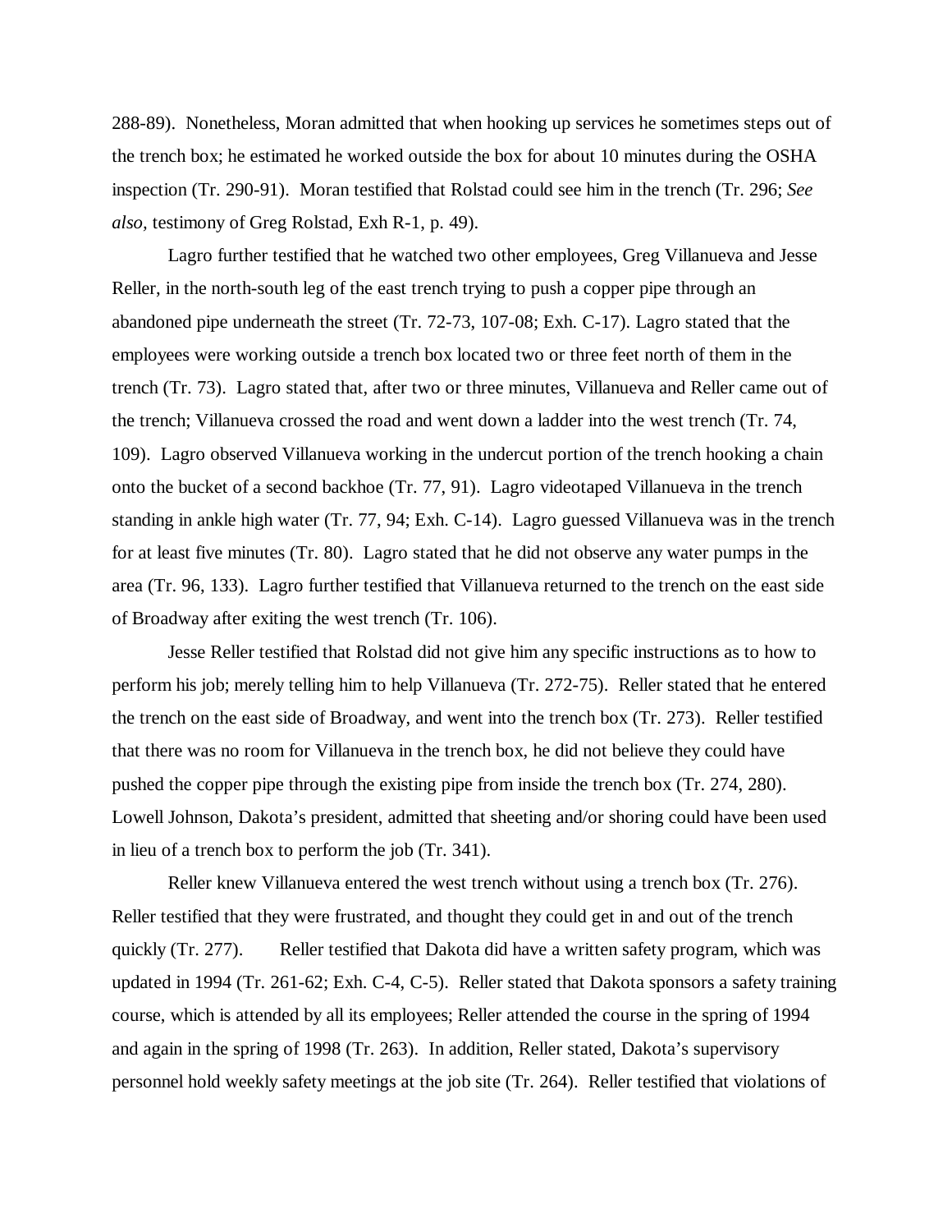288-89). Nonetheless, Moran admitted that when hooking up services he sometimes steps out of the trench box; he estimated he worked outside the box for about 10 minutes during the OSHA inspection (Tr. 290-91). Moran testified that Rolstad could see him in the trench (Tr. 296; *See also*, testimony of Greg Rolstad, Exh R-1, p. 49).

Lagro further testified that he watched two other employees, Greg Villanueva and Jesse Reller, in the north-south leg of the east trench trying to push a copper pipe through an abandoned pipe underneath the street (Tr. 72-73, 107-08; Exh. C-17). Lagro stated that the employees were working outside a trench box located two or three feet north of them in the trench (Tr. 73). Lagro stated that, after two or three minutes, Villanueva and Reller came out of the trench; Villanueva crossed the road and went down a ladder into the west trench (Tr. 74, 109). Lagro observed Villanueva working in the undercut portion of the trench hooking a chain onto the bucket of a second backhoe (Tr. 77, 91). Lagro videotaped Villanueva in the trench standing in ankle high water (Tr. 77, 94; Exh. C-14). Lagro guessed Villanueva was in the trench for at least five minutes (Tr. 80). Lagro stated that he did not observe any water pumps in the area (Tr. 96, 133). Lagro further testified that Villanueva returned to the trench on the east side of Broadway after exiting the west trench (Tr. 106).

Jesse Reller testified that Rolstad did not give him any specific instructions as to how to perform his job; merely telling him to help Villanueva (Tr. 272-75). Reller stated that he entered the trench on the east side of Broadway, and went into the trench box (Tr. 273). Reller testified that there was no room for Villanueva in the trench box, he did not believe they could have pushed the copper pipe through the existing pipe from inside the trench box (Tr. 274, 280). Lowell Johnson, Dakota's president, admitted that sheeting and/or shoring could have been used in lieu of a trench box to perform the job (Tr. 341).

Reller knew Villanueva entered the west trench without using a trench box (Tr. 276). Reller testified that they were frustrated, and thought they could get in and out of the trench quickly (Tr. 277). Reller testified that Dakota did have a written safety program, which was updated in 1994 (Tr. 261-62; Exh. C-4, C-5). Reller stated that Dakota sponsors a safety training course, which is attended by all its employees; Reller attended the course in the spring of 1994 and again in the spring of 1998 (Tr. 263). In addition, Reller stated, Dakota's supervisory personnel hold weekly safety meetings at the job site (Tr. 264). Reller testified that violations of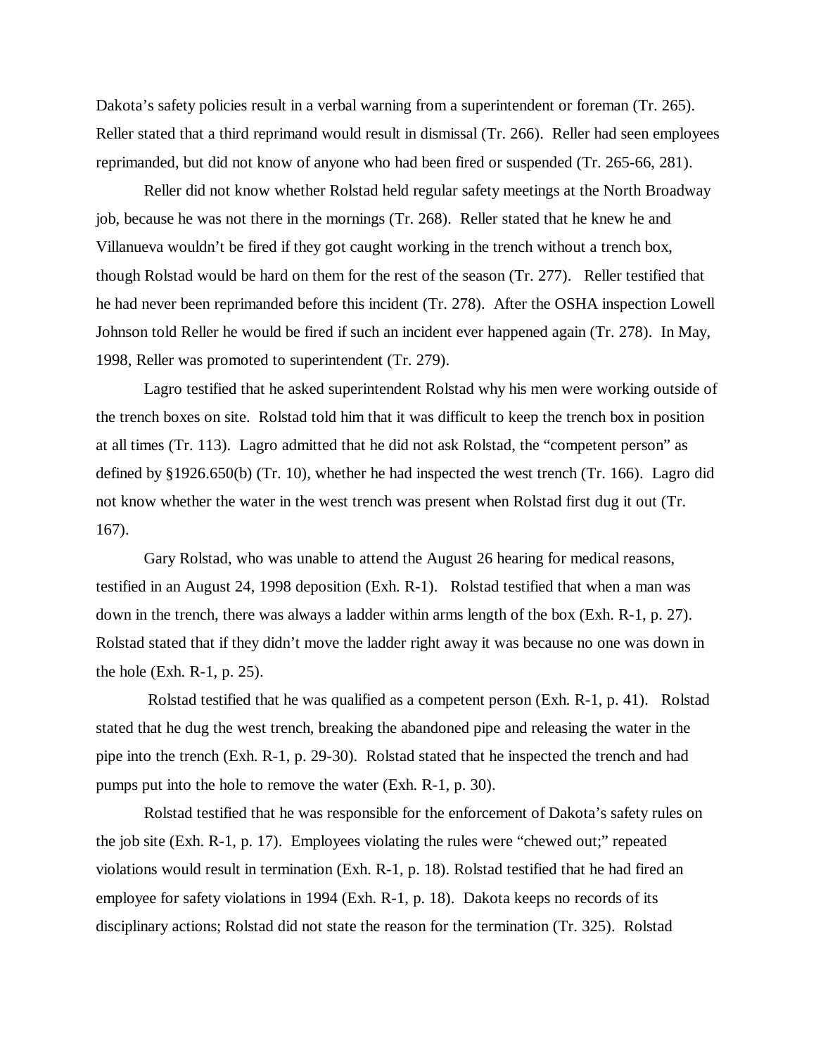Dakota's safety policies result in a verbal warning from a superintendent or foreman (Tr. 265). Reller stated that a third reprimand would result in dismissal (Tr. 266). Reller had seen employees reprimanded, but did not know of anyone who had been fired or suspended (Tr. 265-66, 281).

Reller did not know whether Rolstad held regular safety meetings at the North Broadway job, because he was not there in the mornings (Tr. 268). Reller stated that he knew he and Villanueva wouldn't be fired if they got caught working in the trench without a trench box, though Rolstad would be hard on them for the rest of the season (Tr. 277). Reller testified that he had never been reprimanded before this incident (Tr. 278). After the OSHA inspection Lowell Johnson told Reller he would be fired if such an incident ever happened again (Tr. 278). In May, 1998, Reller was promoted to superintendent (Tr. 279).

Lagro testified that he asked superintendent Rolstad why his men were working outside of the trench boxes on site. Rolstad told him that it was difficult to keep the trench box in position at all times (Tr. 113). Lagro admitted that he did not ask Rolstad, the "competent person" as defined by §1926.650(b) (Tr. 10), whether he had inspected the west trench (Tr. 166). Lagro did not know whether the water in the west trench was present when Rolstad first dug it out (Tr. 167).

Gary Rolstad, who was unable to attend the August 26 hearing for medical reasons, testified in an August 24, 1998 deposition (Exh. R-1). Rolstad testified that when a man was down in the trench, there was always a ladder within arms length of the box (Exh. R-1, p. 27). Rolstad stated that if they didn't move the ladder right away it was because no one was down in the hole (Exh. R-1, p. 25).

Rolstad testified that he was qualified as a competent person (Exh. R-1, p. 41). Rolstad stated that he dug the west trench, breaking the abandoned pipe and releasing the water in the pipe into the trench (Exh. R-1, p. 29-30). Rolstad stated that he inspected the trench and had pumps put into the hole to remove the water (Exh. R-1, p. 30).

Rolstad testified that he was responsible for the enforcement of Dakota's safety rules on the job site (Exh. R-1, p. 17). Employees violating the rules were "chewed out;" repeated violations would result in termination (Exh. R-1, p. 18). Rolstad testified that he had fired an employee for safety violations in 1994 (Exh. R-1, p. 18). Dakota keeps no records of its disciplinary actions; Rolstad did not state the reason for the termination (Tr. 325). Rolstad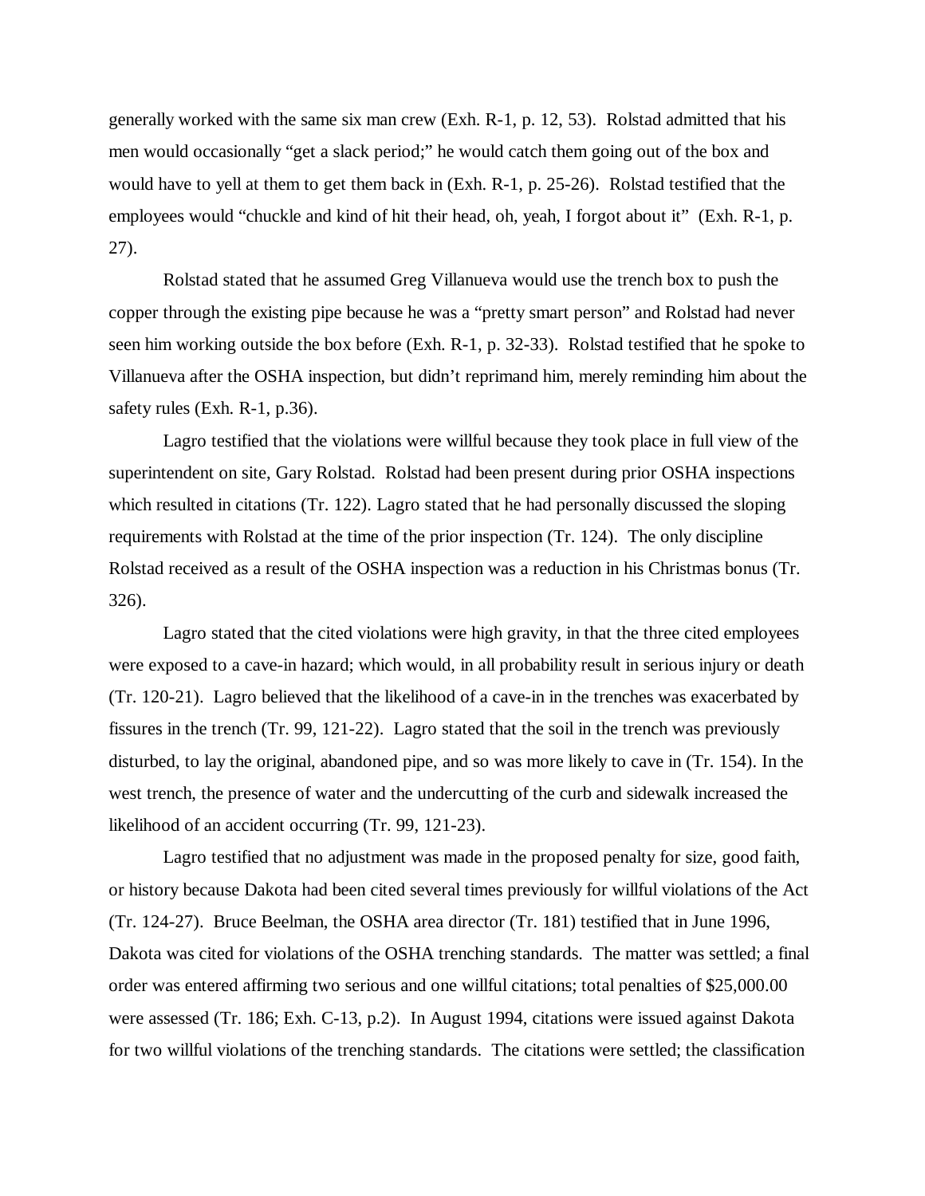generally worked with the same six man crew (Exh. R-1, p. 12, 53). Rolstad admitted that his men would occasionally "get a slack period;" he would catch them going out of the box and would have to yell at them to get them back in (Exh. R-1, p. 25-26). Rolstad testified that the employees would "chuckle and kind of hit their head, oh, yeah, I forgot about it" (Exh. R-1, p. 27).

Rolstad stated that he assumed Greg Villanueva would use the trench box to push the copper through the existing pipe because he was a "pretty smart person" and Rolstad had never seen him working outside the box before (Exh. R-1, p. 32-33). Rolstad testified that he spoke to Villanueva after the OSHA inspection, but didn't reprimand him, merely reminding him about the safety rules (Exh. R-1, p.36).

Lagro testified that the violations were willful because they took place in full view of the superintendent on site, Gary Rolstad. Rolstad had been present during prior OSHA inspections which resulted in citations (Tr. 122). Lagro stated that he had personally discussed the sloping requirements with Rolstad at the time of the prior inspection (Tr. 124). The only discipline Rolstad received as a result of the OSHA inspection was a reduction in his Christmas bonus (Tr. 326).

Lagro stated that the cited violations were high gravity, in that the three cited employees were exposed to a cave-in hazard; which would, in all probability result in serious injury or death (Tr. 120-21). Lagro believed that the likelihood of a cave-in in the trenches was exacerbated by fissures in the trench (Tr. 99, 121-22). Lagro stated that the soil in the trench was previously disturbed, to lay the original, abandoned pipe, and so was more likely to cave in (Tr. 154). In the west trench, the presence of water and the undercutting of the curb and sidewalk increased the likelihood of an accident occurring (Tr. 99, 121-23).

Lagro testified that no adjustment was made in the proposed penalty for size, good faith, or history because Dakota had been cited several times previously for willful violations of the Act (Tr. 124-27). Bruce Beelman, the OSHA area director (Tr. 181) testified that in June 1996, Dakota was cited for violations of the OSHA trenching standards. The matter was settled; a final order was entered affirming two serious and one willful citations; total penalties of $25,000.00 were assessed (Tr. 186; Exh. C-13, p.2). In August 1994, citations were issued against Dakota for two willful violations of the trenching standards. The citations were settled; the classification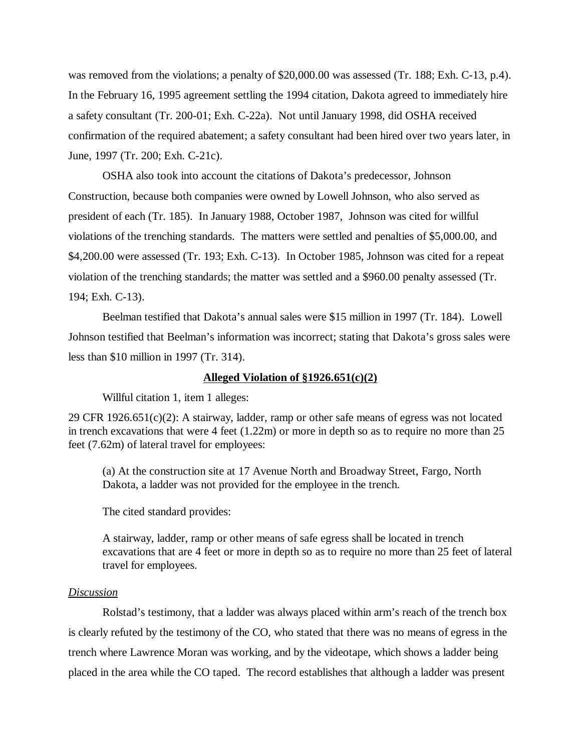was removed from the violations; a penalty of $20,000.00 was assessed (Tr. 188; Exh. C-13, p.4). In the February 16, 1995 agreement settling the 1994 citation, Dakota agreed to immediately hire a safety consultant (Tr. 200-01; Exh. C-22a). Not until January 1998, did OSHA received confirmation of the required abatement; a safety consultant had been hired over two years later, in June, 1997 (Tr. 200; Exh. C-21c).

OSHA also took into account the citations of Dakota's predecessor, Johnson Construction, because both companies were owned by Lowell Johnson, who also served as president of each (Tr. 185). In January 1988, October 1987, Johnson was cited for willful violations of the trenching standards. The matters were settled and penalties of $5,000.00, and $4,200.00 were assessed (Tr. 193; Exh. C-13). In October 1985, Johnson was cited for a repeat violation of the trenching standards; the matter was settled and a $960.00 penalty assessed (Tr. 194; Exh. C-13).

Beelman testified that Dakota's annual sales were $15 million in 1997 (Tr. 184). Lowell Johnson testified that Beelman's information was incorrect; stating that Dakota's gross sales were less than $10 million in 1997 (Tr. 314).

**Alleged Violation of §1926.651(c)(2)**

Willful citation 1, item 1 alleges:

29 CFR 1926.651(c)(2): A stairway, ladder, ramp or other safe means of egress was not located in trench excavations that were 4 feet (1.22m) or more in depth so as to require no more than 25 feet (7.62m) of lateral travel for employees:

> (a) At the construction site at 17 Avenue North and Broadway Street, Fargo, North Dakota, a ladder was not provided for the employee in the trench.

The cited standard provides:

> A stairway, ladder, ramp or other means of safe egress shall be located in trench excavations that are 4 feet or more in depth so as to require no more than 25 feet of lateral travel for employees.

*Discussion*

Rolstad's testimony, that a ladder was always placed within arm's reach of the trench box is clearly refuted by the testimony of the CO, who stated that there was no means of egress in the trench where Lawrence Moran was working, and by the videotape, which shows a ladder being placed in the area while the CO taped. The record establishes that although a ladder was present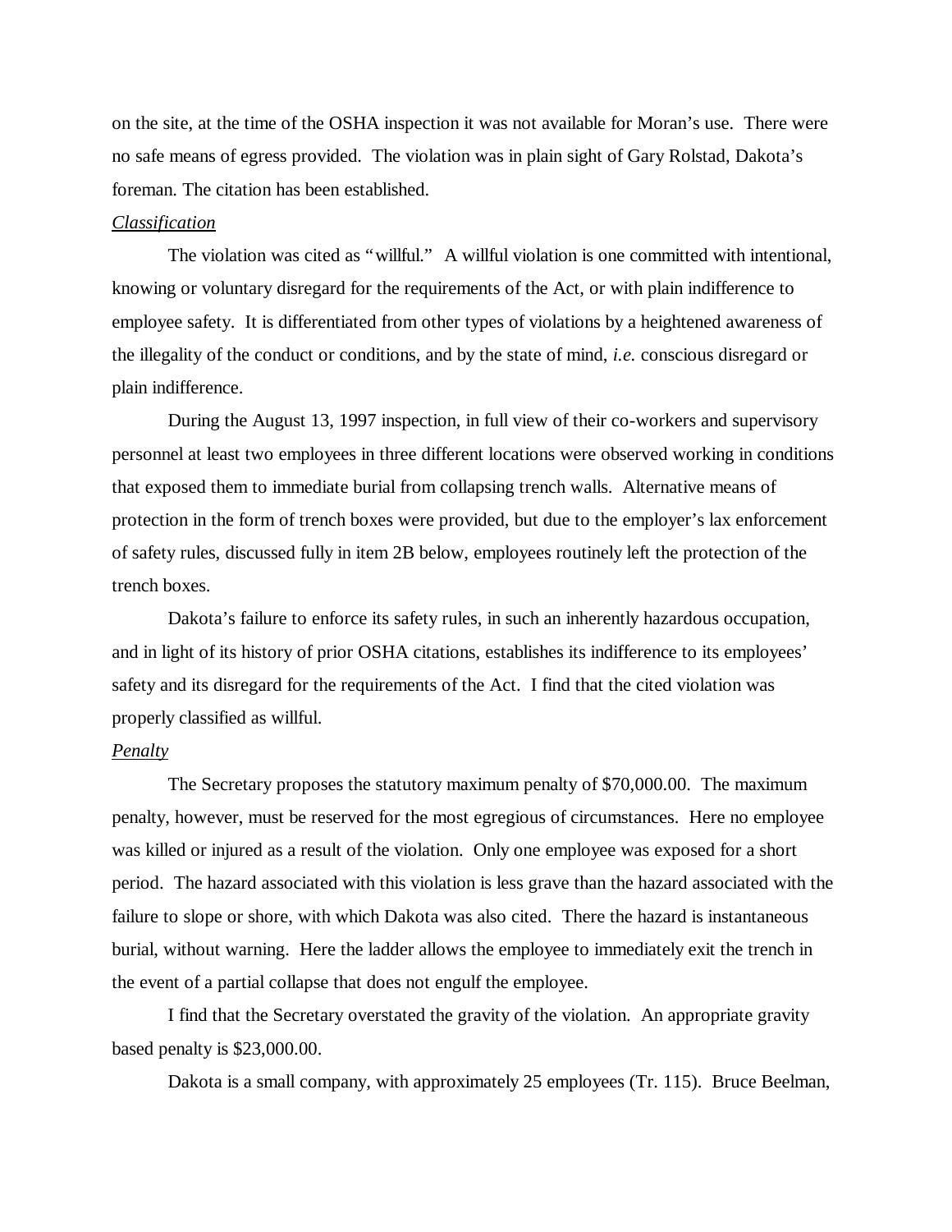on the site, at the time of the OSHA inspection it was not available for Moran's use. There were no safe means of egress provided. The violation was in plain sight of Gary Rolstad, Dakota's foreman. The citation has been established.

*Classification*

The violation was cited as "willful." A willful violation is one committed with intentional, knowing or voluntary disregard for the requirements of the Act, or with plain indifference to employee safety. It is differentiated from other types of violations by a heightened awareness of the illegality of the conduct or conditions, and by the state of mind, *i.e.* conscious disregard or plain indifference.

During the August 13, 1997 inspection, in full view of their co-workers and supervisory personnel at least two employees in three different locations were observed working in conditions that exposed them to immediate burial from collapsing trench walls. Alternative means of protection in the form of trench boxes were provided, but due to the employer's lax enforcement of safety rules, discussed fully in item 2B below, employees routinely left the protection of the trench boxes.

Dakota's failure to enforce its safety rules, in such an inherently hazardous occupation, and in light of its history of prior OSHA citations, establishes its indifference to its employees' safety and its disregard for the requirements of the Act. I find that the cited violation was properly classified as willful.

*Penalty*

The Secretary proposes the statutory maximum penalty of $70,000.00. The maximum penalty, however, must be reserved for the most egregious of circumstances. Here no employee was killed or injured as a result of the violation. Only one employee was exposed for a short period. The hazard associated with this violation is less grave than the hazard associated with the failure to slope or shore, with which Dakota was also cited. There the hazard is instantaneous burial, without warning. Here the ladder allows the employee to immediately exit the trench in the event of a partial collapse that does not engulf the employee.

I find that the Secretary overstated the gravity of the violation. An appropriate gravity based penalty is $23,000.00.

Dakota is a small company, with approximately 25 employees (Tr. 115). Bruce Beelman,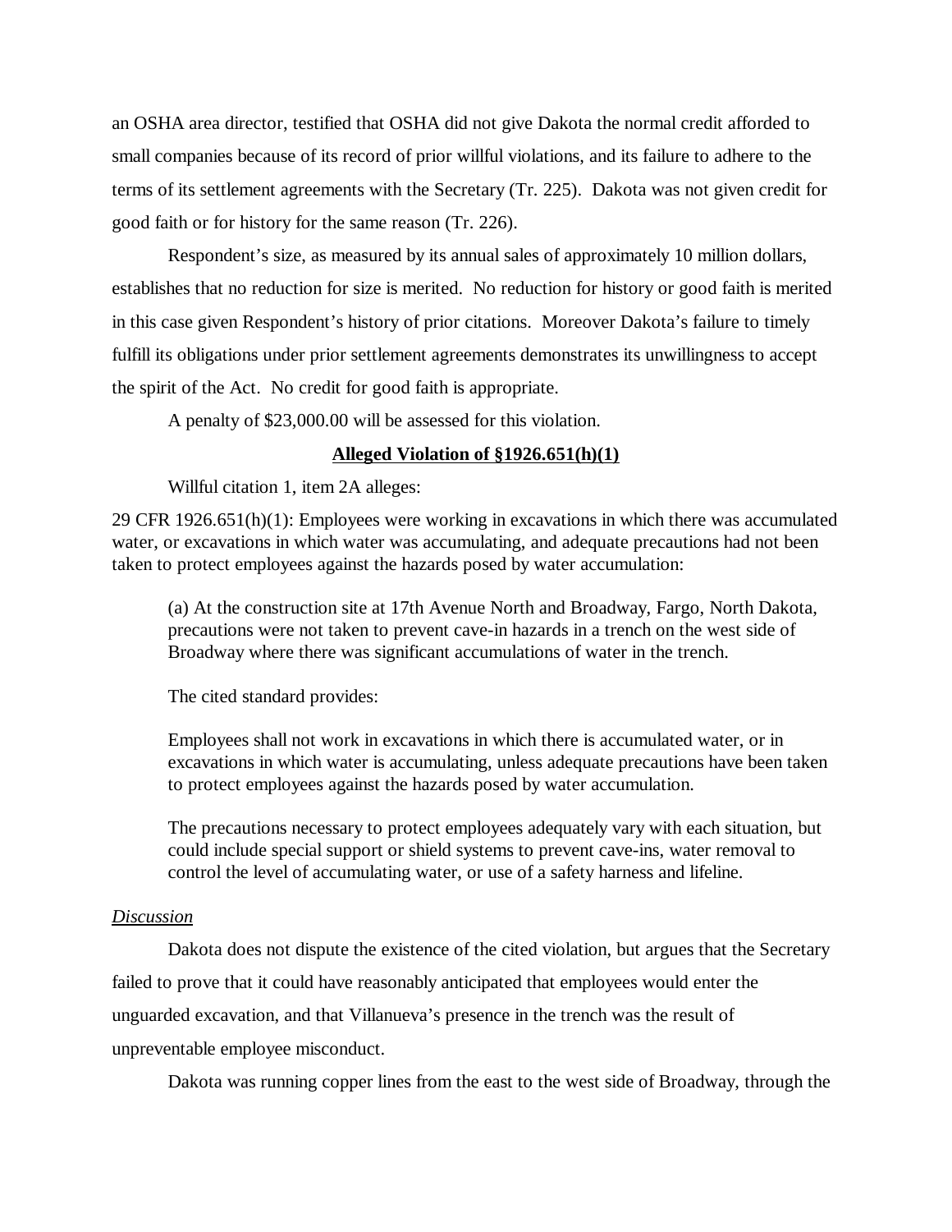an OSHA area director, testified that OSHA did not give Dakota the normal credit afforded to small companies because of its record of prior willful violations, and its failure to adhere to the terms of its settlement agreements with the Secretary (Tr. 225). Dakota was not given credit for good faith or for history for the same reason (Tr. 226).

Respondent's size, as measured by its annual sales of approximately 10 million dollars, establishes that no reduction for size is merited. No reduction for history or good faith is merited in this case given Respondent's history of prior citations. Moreover Dakota's failure to timely fulfill its obligations under prior settlement agreements demonstrates its unwillingness to accept the spirit of the Act. No credit for good faith is appropriate.

A penalty of $23,000.00 will be assessed for this violation.

**Alleged Violation of §1926.651(h)(1)**

Willful citation 1, item 2A alleges:

29 CFR 1926.651(h)(1): Employees were working in excavations in which there was accumulated water, or excavations in which water was accumulating, and adequate precautions had not been taken to protect employees against the hazards posed by water accumulation:

> (a) At the construction site at 17th Avenue North and Broadway, Fargo, North Dakota, precautions were not taken to prevent cave-in hazards in a trench on the west side of Broadway where there was significant accumulations of water in the trench.
>
> The cited standard provides:
>
> Employees shall not work in excavations in which there is accumulated water, or in excavations in which water is accumulating, unless adequate precautions have been taken to protect employees against the hazards posed by water accumulation.
>
> The precautions necessary to protect employees adequately vary with each situation, but could include special support or shield systems to prevent cave-ins, water removal to control the level of accumulating water, or use of a safety harness and lifeline.

*Discussion*

Dakota does not dispute the existence of the cited violation, but argues that the Secretary failed to prove that it could have reasonably anticipated that employees would enter the unguarded excavation, and that Villanueva's presence in the trench was the result of unpreventable employee misconduct.

Dakota was running copper lines from the east to the west side of Broadway, through the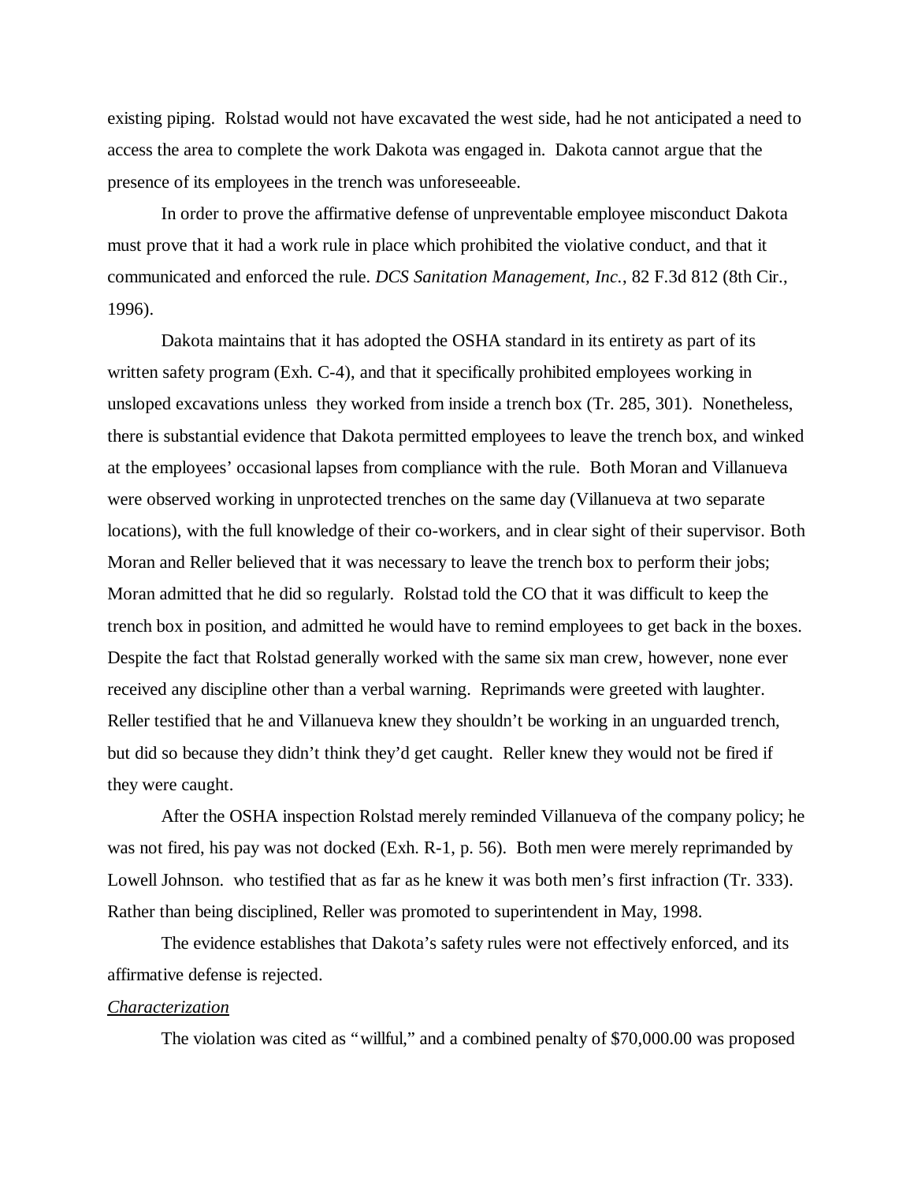existing piping. Rolstad would not have excavated the west side, had he not anticipated a need to access the area to complete the work Dakota was engaged in. Dakota cannot argue that the presence of its employees in the trench was unforeseeable.

In order to prove the affirmative defense of unpreventable employee misconduct Dakota must prove that it had a work rule in place which prohibited the violative conduct, and that it communicated and enforced the rule. *DCS Sanitation Management, Inc.*, 82 F.3d 812 (8th Cir., 1996).

Dakota maintains that it has adopted the OSHA standard in its entirety as part of its written safety program (Exh. C-4), and that it specifically prohibited employees working in unsloped excavations unless they worked from inside a trench box (Tr. 285, 301). Nonetheless, there is substantial evidence that Dakota permitted employees to leave the trench box, and winked at the employees' occasional lapses from compliance with the rule. Both Moran and Villanueva were observed working in unprotected trenches on the same day (Villanueva at two separate locations), with the full knowledge of their co-workers, and in clear sight of their supervisor. Both Moran and Reller believed that it was necessary to leave the trench box to perform their jobs; Moran admitted that he did so regularly. Rolstad told the CO that it was difficult to keep the trench box in position, and admitted he would have to remind employees to get back in the boxes. Despite the fact that Rolstad generally worked with the same six man crew, however, none ever received any discipline other than a verbal warning. Reprimands were greeted with laughter. Reller testified that he and Villanueva knew they shouldn't be working in an unguarded trench, but did so because they didn't think they'd get caught. Reller knew they would not be fired if they were caught.

After the OSHA inspection Rolstad merely reminded Villanueva of the company policy; he was not fired, his pay was not docked (Exh. R-1, p. 56). Both men were merely reprimanded by Lowell Johnson. who testified that as far as he knew it was both men's first infraction (Tr. 333). Rather than being disciplined, Reller was promoted to superintendent in May, 1998.

The evidence establishes that Dakota's safety rules were not effectively enforced, and its affirmative defense is rejected.

*Characterization*

The violation was cited as "willful," and a combined penalty of $70,000.00 was proposed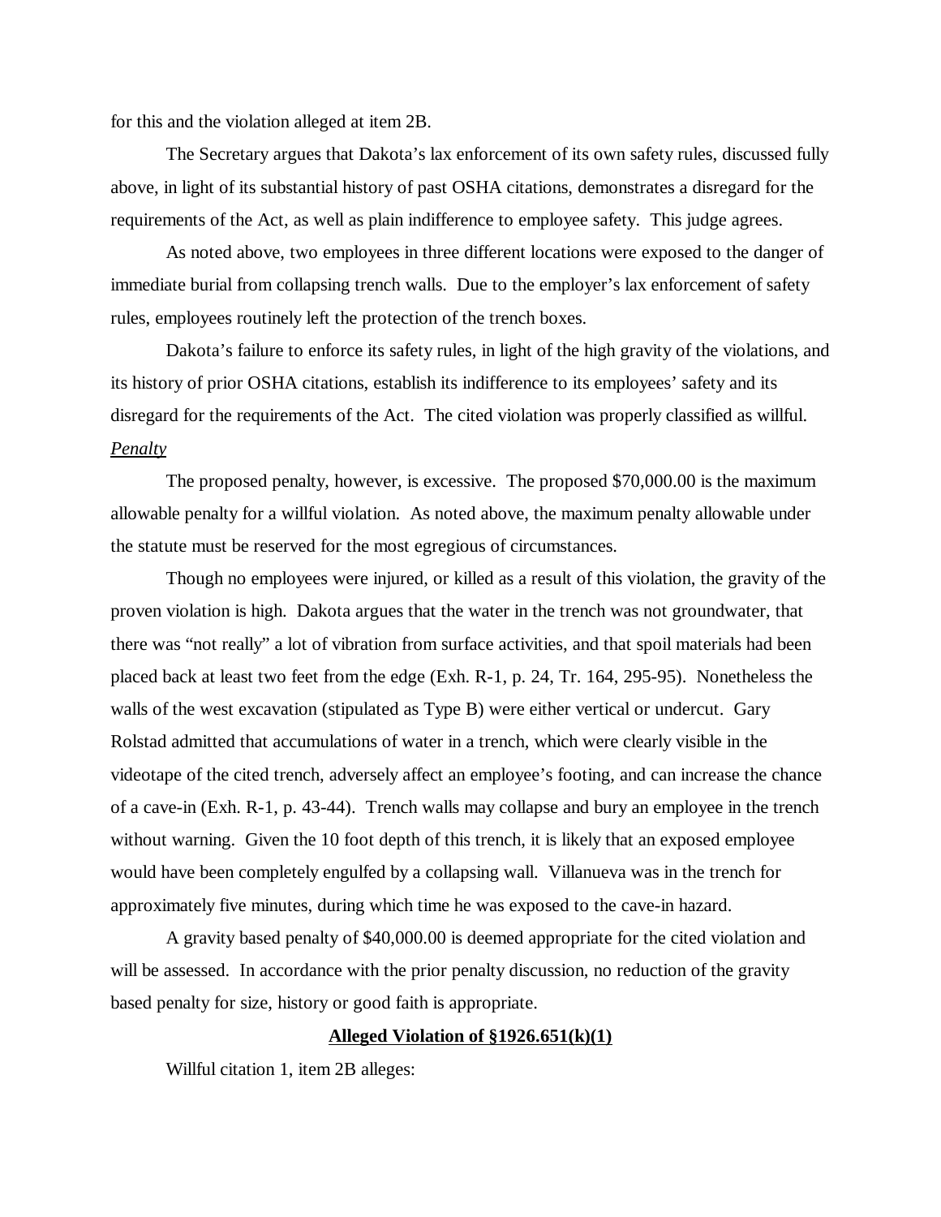for this and the violation alleged at item 2B.

The Secretary argues that Dakota's lax enforcement of its own safety rules, discussed fully above, in light of its substantial history of past OSHA citations, demonstrates a disregard for the requirements of the Act, as well as plain indifference to employee safety. This judge agrees.

As noted above, two employees in three different locations were exposed to the danger of immediate burial from collapsing trench walls. Due to the employer's lax enforcement of safety rules, employees routinely left the protection of the trench boxes.

Dakota's failure to enforce its safety rules, in light of the high gravity of the violations, and its history of prior OSHA citations, establish its indifference to its employees' safety and its disregard for the requirements of the Act. The cited violation was properly classified as willful.

*Penalty*

The proposed penalty, however, is excessive. The proposed $70,000.00 is the maximum allowable penalty for a willful violation. As noted above, the maximum penalty allowable under the statute must be reserved for the most egregious of circumstances.

Though no employees were injured, or killed as a result of this violation, the gravity of the proven violation is high. Dakota argues that the water in the trench was not groundwater, that there was "not really" a lot of vibration from surface activities, and that spoil materials had been placed back at least two feet from the edge (Exh. R-1, p. 24, Tr. 164, 295-95). Nonetheless the walls of the west excavation (stipulated as Type B) were either vertical or undercut. Gary Rolstad admitted that accumulations of water in a trench, which were clearly visible in the videotape of the cited trench, adversely affect an employee's footing, and can increase the chance of a cave-in (Exh. R-1, p. 43-44). Trench walls may collapse and bury an employee in the trench without warning. Given the 10 foot depth of this trench, it is likely that an exposed employee would have been completely engulfed by a collapsing wall. Villanueva was in the trench for approximately five minutes, during which time he was exposed to the cave-in hazard.

A gravity based penalty of $40,000.00 is deemed appropriate for the cited violation and will be assessed. In accordance with the prior penalty discussion, no reduction of the gravity based penalty for size, history or good faith is appropriate.

**Alleged Violation of §1926.651(k)(1)**

Willful citation 1, item 2B alleges: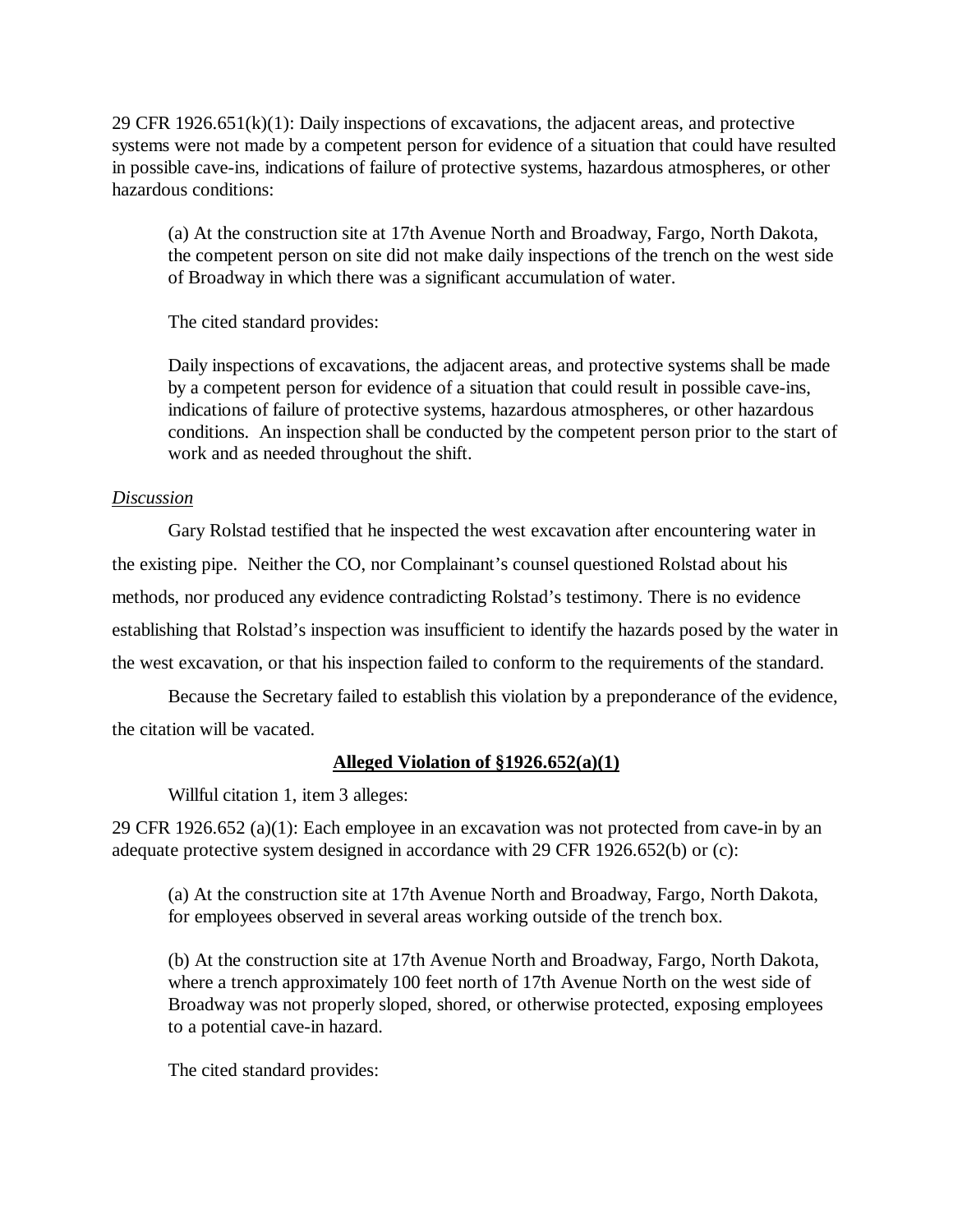29 CFR 1926.651(k)(1): Daily inspections of excavations, the adjacent areas, and protective systems were not made by a competent person for evidence of a situation that could have resulted in possible cave-ins, indications of failure of protective systems, hazardous atmospheres, or other hazardous conditions:

> (a) At the construction site at 17th Avenue North and Broadway, Fargo, North Dakota, the competent person on site did not make daily inspections of the trench on the west side of Broadway in which there was a significant accumulation of water.
>
> The cited standard provides:
>
> Daily inspections of excavations, the adjacent areas, and protective systems shall be made by a competent person for evidence of a situation that could result in possible cave-ins, indications of failure of protective systems, hazardous atmospheres, or other hazardous conditions. An inspection shall be conducted by the competent person prior to the start of work and as needed throughout the shift.

*Discussion*

Gary Rolstad testified that he inspected the west excavation after encountering water in the existing pipe. Neither the CO, nor Complainant's counsel questioned Rolstad about his methods, nor produced any evidence contradicting Rolstad's testimony. There is no evidence establishing that Rolstad's inspection was insufficient to identify the hazards posed by the water in the west excavation, or that his inspection failed to conform to the requirements of the standard.

Because the Secretary failed to establish this violation by a preponderance of the evidence, the citation will be vacated.

**Alleged Violation of §1926.652(a)(1)**

Willful citation 1, item 3 alleges:

29 CFR 1926.652 (a)(1): Each employee in an excavation was not protected from cave-in by an adequate protective system designed in accordance with 29 CFR 1926.652(b) or (c):

> (a) At the construction site at 17th Avenue North and Broadway, Fargo, North Dakota, for employees observed in several areas working outside of the trench box.
>
> (b) At the construction site at 17th Avenue North and Broadway, Fargo, North Dakota, where a trench approximately 100 feet north of 17th Avenue North on the west side of Broadway was not properly sloped, shored, or otherwise protected, exposing employees to a potential cave-in hazard.
>
> The cited standard provides: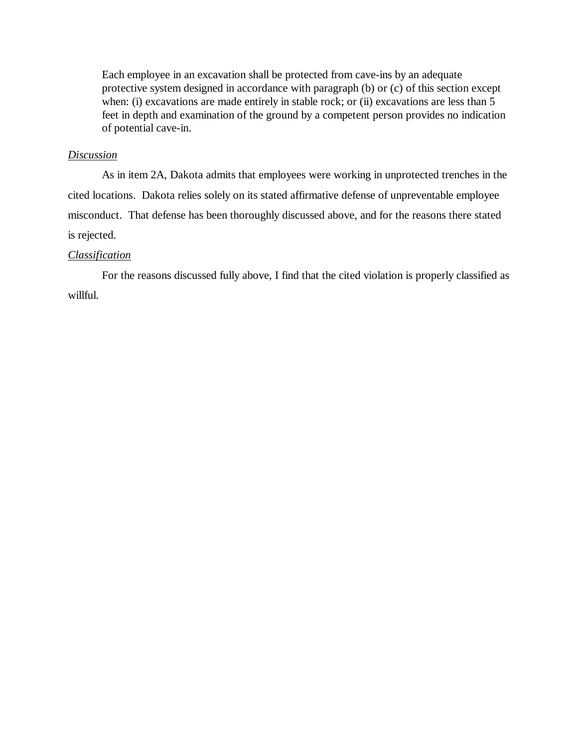> Each employee in an excavation shall be protected from cave-ins by an adequate protective system designed in accordance with paragraph (b) or (c) of this section except when: (i) excavations are made entirely in stable rock; or (ii) excavations are less than 5 feet in depth and examination of the ground by a competent person provides no indication of potential cave-in.

*Discussion*

As in item 2A, Dakota admits that employees were working in unprotected trenches in the cited locations. Dakota relies solely on its stated affirmative defense of unpreventable employee misconduct. That defense has been thoroughly discussed above, and for the reasons there stated is rejected.

*Classification*

For the reasons discussed fully above, I find that the cited violation is properly classified as willful.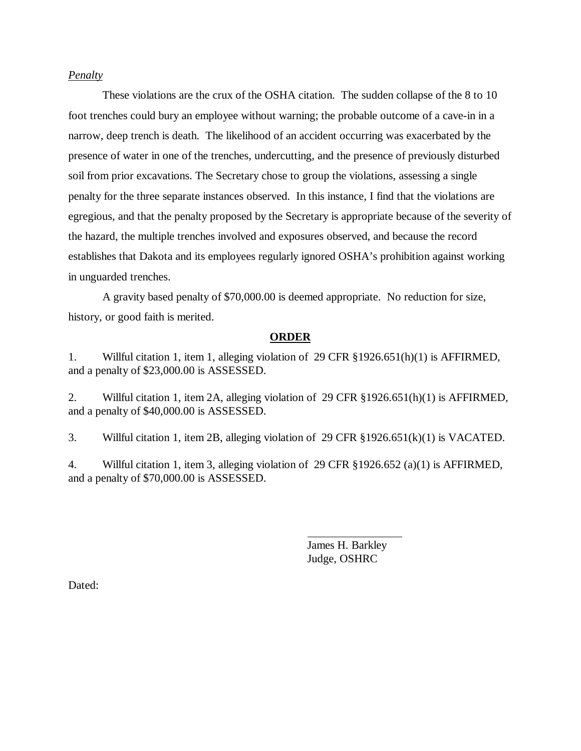*Penalty*

These violations are the crux of the OSHA citation. The sudden collapse of the 8 to 10 foot trenches could bury an employee without warning; the probable outcome of a cave-in in a narrow, deep trench is death. The likelihood of an accident occurring was exacerbated by the presence of water in one of the trenches, undercutting, and the presence of previously disturbed soil from prior excavations. The Secretary chose to group the violations, assessing a single penalty for the three separate instances observed. In this instance, I find that the violations are egregious, and that the penalty proposed by the Secretary is appropriate because of the severity of the hazard, the multiple trenches involved and exposures observed, and because the record establishes that Dakota and its employees regularly ignored OSHA's prohibition against working in unguarded trenches.

A gravity based penalty of $70,000.00 is deemed appropriate. No reduction for size, history, or good faith is merited.

**ORDER**

1. Willful citation 1, item 1, alleging violation of 29 CFR §1926.651(h)(1) is AFFIRMED, and a penalty of $23,000.00 is ASSESSED.

2. Willful citation 1, item 2A, alleging violation of 29 CFR §1926.651(h)(1) is AFFIRMED, and a penalty of $40,000.00 is ASSESSED.

3. Willful citation 1, item 2B, alleging violation of 29 CFR §1926.651(k)(1) is VACATED.

4. Willful citation 1, item 3, alleging violation of 29 CFR §1926.652 (a)(1) is AFFIRMED, and a penalty of $70,000.00 is ASSESSED.

James H. Barkley
Judge, OSHRC

Dated: